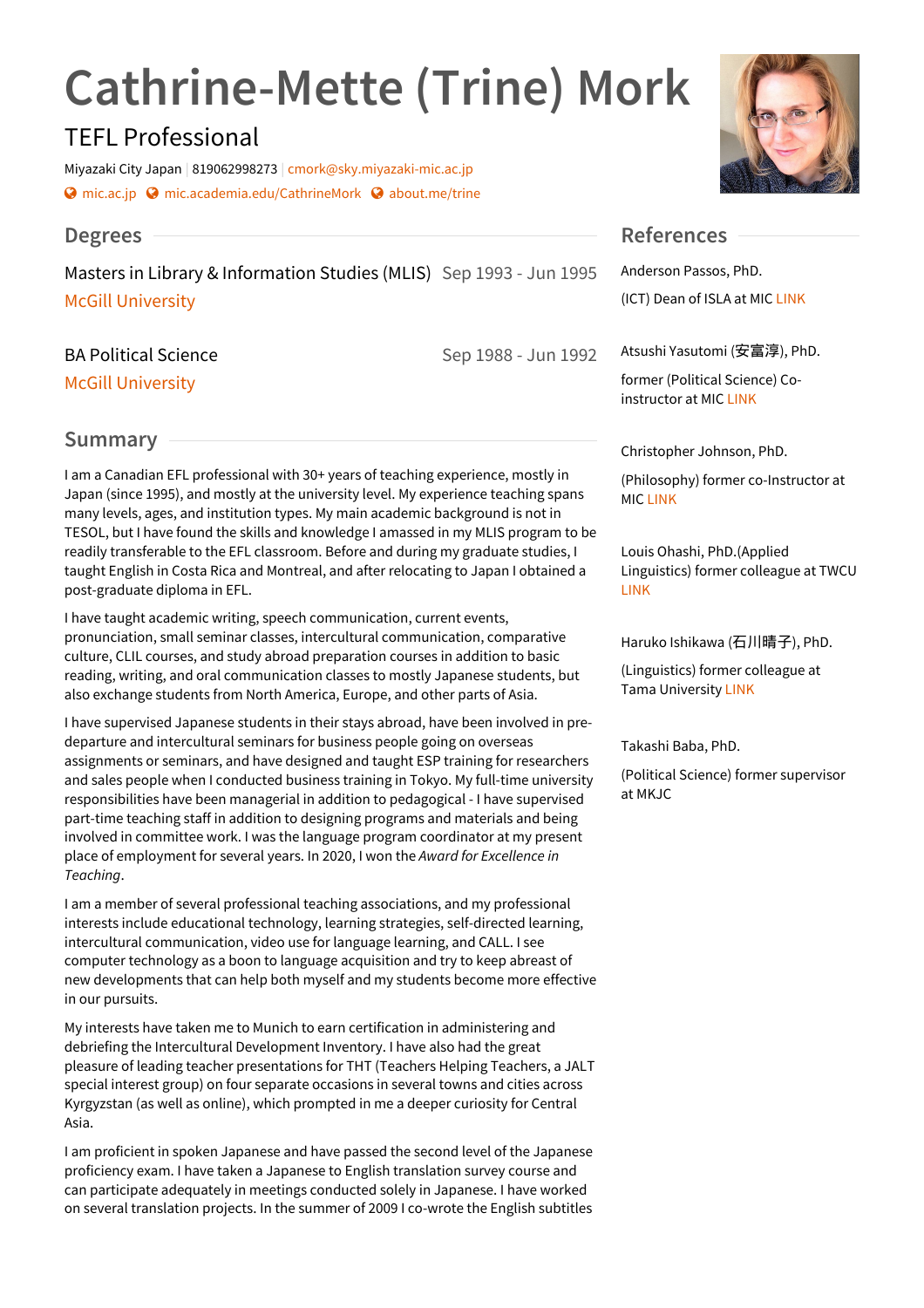# Cathrine-Mette (Trine) Mork

## TEFL Professional

Miyazaki City Japan | 819062998273 | cmork@sky.miyazaki-mic.ac.jp

mic.ac.jp  mic.academia.edu/CathrineMork  about.me/trine

## Degrees

**Masters in Library & Information Studies (MLIS)** Sep 1993 - Jun 1995
McGill University

**BA Political Science** Sep 1988 - Jun 1992
McGill University

## Summary

I am a Canadian EFL professional with 30+ years of teaching experience, mostly in Japan (since 1995), and mostly at the university level. My experience teaching spans many levels, ages, and institution types. My main academic background is not in TESOL, but I have found the skills and knowledge I amassed in my MLIS program to be readily transferable to the EFL classroom. Before and during my graduate studies, I taught English in Costa Rica and Montreal, and after relocating to Japan I obtained a post-graduate diploma in EFL.

I have taught academic writing, speech communication, current events, pronunciation, small seminar classes, intercultural communication, comparative culture, CLIL courses, and study abroad preparation courses in addition to basic reading, writing, and oral communication classes to mostly Japanese students, but also exchange students from North America, Europe, and other parts of Asia.

I have supervised Japanese students in their stays abroad, have been involved in pre-departure and intercultural seminars for business people going on overseas assignments or seminars, and have designed and taught ESP training for researchers and sales people when I conducted business training in Tokyo. My full-time university responsibilities have been managerial in addition to pedagogical - I have supervised part-time teaching staff in addition to designing programs and materials and being involved in committee work. I was the language program coordinator at my present place of employment for several years. In 2020, I won the *Award for Excellence in Teaching*.

I am a member of several professional teaching associations, and my professional interests include educational technology, learning strategies, self-directed learning, intercultural communication, video use for language learning, and CALL. I see computer technology as a boon to language acquisition and try to keep abreast of new developments that can help both myself and my students become more effective in our pursuits.

My interests have taken me to Munich to earn certification in administering and debriefing the Intercultural Development Inventory. I have also had the great pleasure of leading teacher presentations for THT (Teachers Helping Teachers, a JALT special interest group) on four separate occasions in several towns and cities across Kyrgyzstan (as well as online), which prompted in me a deeper curiosity for Central Asia.

I am proficient in spoken Japanese and have passed the second level of the Japanese proficiency exam. I have taken a Japanese to English translation survey course and can participate adequately in meetings conducted solely in Japanese. I have worked on several translation projects. In the summer of 2009 I co-wrote the English subtitles

## References

Anderson Passos, PhD.

(ICT) Dean of ISLA at MIC LINK

Atsushi Yasutomi (安富淳), PhD.

former (Political Science) Co-instructor at MIC LINK

Christopher Johnson, PhD.

(Philosophy) former co-Instructor at MIC LINK

Louis Ohashi, PhD.(Applied Linguistics) former colleague at TWCU LINK

Haruko Ishikawa (石川晴子), PhD.

(Linguistics) former colleague at Tama University LINK

Takashi Baba, PhD.

(Political Science) former supervisor at MKJC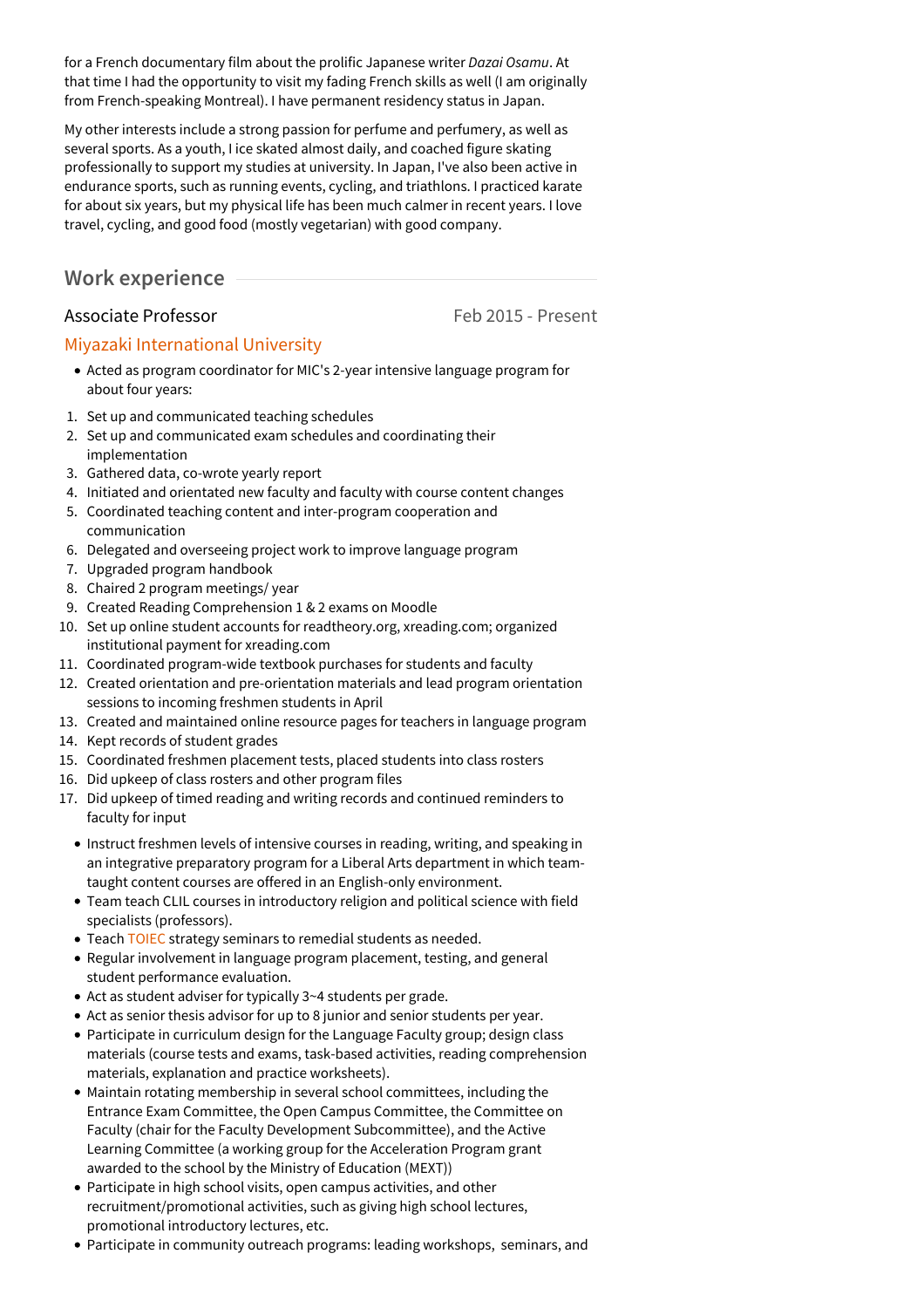for a French documentary film about the prolific Japanese writer *Dazai Osamu*. At that time I had the opportunity to visit my fading French skills as well (I am originally from French-speaking Montreal). I have permanent residency status in Japan.

My other interests include a strong passion for perfume and perfumery, as well as several sports. As a youth, I ice skated almost daily, and coached figure skating professionally to support my studies at university. In Japan, I've also been active in endurance sports, such as running events, cycling, and triathlons. I practiced karate for about six years, but my physical life has been much calmer in recent years. I love travel, cycling, and good food (mostly vegetarian) with good company.

## Work experience

### Associate Professor — Feb 2015 - Present

**Miyazaki International University**

- Acted as program coordinator for MIC's 2-year intensive language program for about four years:

1. Set up and communicated teaching schedules
2. Set up and communicated exam schedules and coordinating their implementation
3. Gathered data, co-wrote yearly report
4. Initiated and orientated new faculty and faculty with course content changes
5. Coordinated teaching content and inter-program cooperation and communication
6. Delegated and overseeing project work to improve language program
7. Upgraded program handbook
8. Chaired 2 program meetings/ year
9. Created Reading Comprehension 1 & 2 exams on Moodle
10. Set up online student accounts for readtheory.org, xreading.com; organized institutional payment for xreading.com
11. Coordinated program-wide textbook purchases for students and faculty
12. Created orientation and pre-orientation materials and lead program orientation sessions to incoming freshmen students in April
13. Created and maintained online resource pages for teachers in language program
14. Kept records of student grades
15. Coordinated freshmen placement tests, placed students into class rosters
16. Did upkeep of class rosters and other program files
17. Did upkeep of timed reading and writing records and continued reminders to faculty for input

- Instruct freshmen levels of intensive courses in reading, writing, and speaking in an integrative preparatory program for a Liberal Arts department in which team-taught content courses are offered in an English-only environment.
- Team teach CLIL courses in introductory religion and political science with field specialists (professors).
- Teach TOIEC strategy seminars to remedial students as needed.
- Regular involvement in language program placement, testing, and general student performance evaluation.
- Act as student adviser for typically 3~4 students per grade.
- Act as senior thesis advisor for up to 8 junior and senior students per year.
- Participate in curriculum design for the Language Faculty group; design class materials (course tests and exams, task-based activities, reading comprehension materials, explanation and practice worksheets).
- Maintain rotating membership in several school committees, including the Entrance Exam Committee, the Open Campus Committee, the Committee on Faculty (chair for the Faculty Development Subcommittee), and the Active Learning Committee (a working group for the Acceleration Program grant awarded to the school by the Ministry of Education (MEXT))
- Participate in high school visits, open campus activities, and other recruitment/promotional activities, such as giving high school lectures, promotional introductory lectures, etc.
- Participate in community outreach programs: leading workshops, seminars, and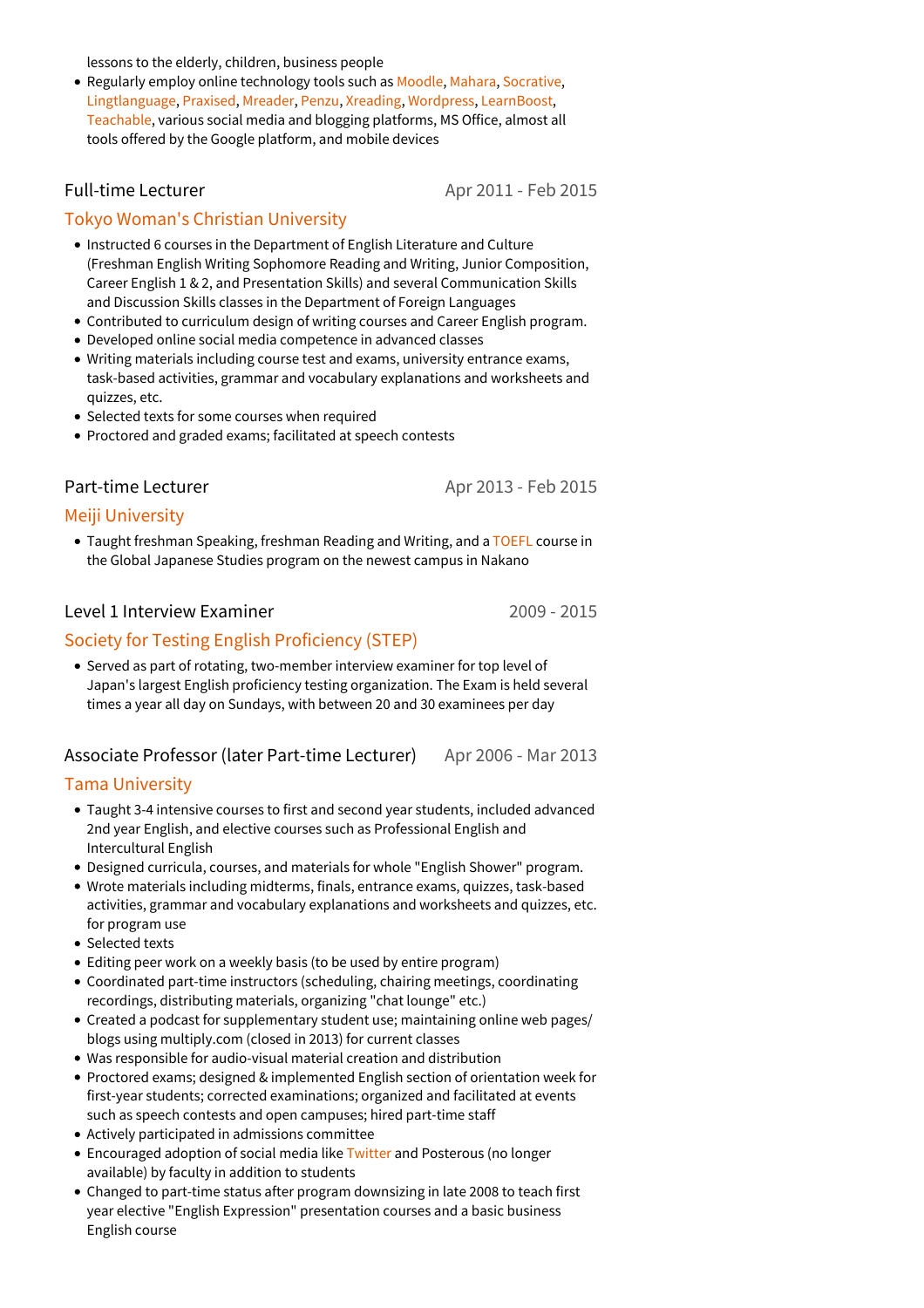lessons to the elderly, children, business people
- Regularly employ online technology tools such as Moodle, Mahara, Socrative, Lingtlanguage, Praxised, Mreader, Penzu, Xreading, Wordpress, LearnBoost, Teachable, various social media and blogging platforms, MS Office, almost all tools offered by the Google platform, and mobile devices

### Full-time Lecturer
Apr 2011 - Feb 2015

#### Tokyo Woman's Christian University

- Instructed 6 courses in the Department of English Literature and Culture (Freshman English Writing Sophomore Reading and Writing, Junior Composition, Career English 1 & 2, and Presentation Skills) and several Communication Skills and Discussion Skills classes in the Department of Foreign Languages
- Contributed to curriculum design of writing courses and Career English program.
- Developed online social media competence in advanced classes
- Writing materials including course test and exams, university entrance exams, task-based activities, grammar and vocabulary explanations and worksheets and quizzes, etc.
- Selected texts for some courses when required
- Proctored and graded exams; facilitated at speech contests

### Part-time Lecturer
Apr 2013 - Feb 2015

#### Meiji University

- Taught freshman Speaking, freshman Reading and Writing, and a TOEFL course in the Global Japanese Studies program on the newest campus in Nakano

### Level 1 Interview Examiner
2009 - 2015

#### Society for Testing English Proficiency (STEP)

- Served as part of rotating, two-member interview examiner for top level of Japan's largest English proficiency testing organization. The Exam is held several times a year all day on Sundays, with between 20 and 30 examinees per day

### Associate Professor (later Part-time Lecturer)
Apr 2006 - Mar 2013

#### Tama University

- Taught 3-4 intensive courses to first and second year students, included advanced 2nd year English, and elective courses such as Professional English and Intercultural English
- Designed curricula, courses, and materials for whole "English Shower" program.
- Wrote materials including midterms, finals, entrance exams, quizzes, task-based activities, grammar and vocabulary explanations and worksheets and quizzes, etc. for program use
- Selected texts
- Editing peer work on a weekly basis (to be used by entire program)
- Coordinated part-time instructors (scheduling, chairing meetings, coordinating recordings, distributing materials, organizing "chat lounge" etc.)
- Created a podcast for supplementary student use; maintaining online web pages/ blogs using multiply.com (closed in 2013) for current classes
- Was responsible for audio-visual material creation and distribution
- Proctored exams; designed & implemented English section of orientation week for first-year students; corrected examinations; organized and facilitated at events such as speech contests and open campuses; hired part-time staff
- Actively participated in admissions committee
- Encouraged adoption of social media like Twitter and Posterous (no longer available) by faculty in addition to students
- Changed to part-time status after program downsizing in late 2008 to teach first year elective "English Expression" presentation courses and a basic business English course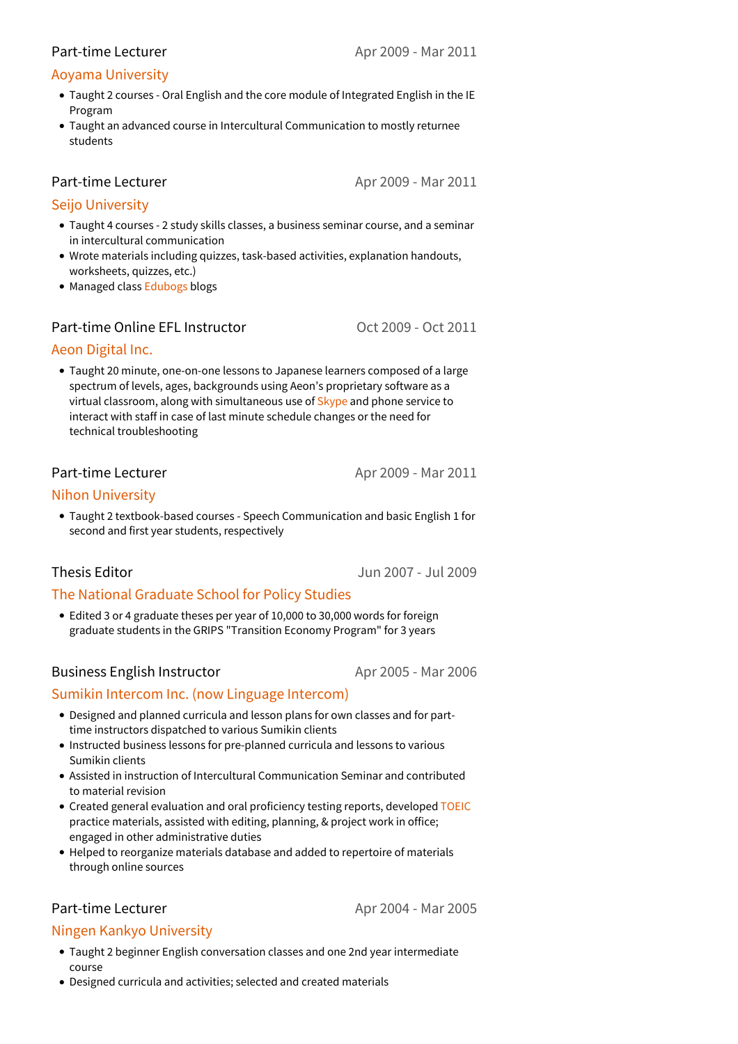### Part-time Lecturer
Apr 2009 - Mar 2011

**Aoyama University**

- Taught 2 courses - Oral English and the core module of Integrated English in the IE Program
- Taught an advanced course in Intercultural Communication to mostly returnee students

### Part-time Lecturer
Apr 2009 - Mar 2011

**Seijo University**

- Taught 4 courses - 2 study skills classes, a business seminar course, and a seminar in intercultural communication
- Wrote materials including quizzes, task-based activities, explanation handouts, worksheets, quizzes, etc.)
- Managed class Edubogs blogs

### Part-time Online EFL Instructor
Oct 2009 - Oct 2011

**Aeon Digital Inc.**

- Taught 20 minute, one-on-one lessons to Japanese learners composed of a large spectrum of levels, ages, backgrounds using Aeon's proprietary software as a virtual classroom, along with simultaneous use of Skype and phone service to interact with staff in case of last minute schedule changes or the need for technical troubleshooting

### Part-time Lecturer
Apr 2009 - Mar 2011

**Nihon University**

- Taught 2 textbook-based courses - Speech Communication and basic English 1 for second and first year students, respectively

### Thesis Editor
Jun 2007 - Jul 2009

**The National Graduate School for Policy Studies**

- Edited 3 or 4 graduate theses per year of 10,000 to 30,000 words for foreign graduate students in the GRIPS "Transition Economy Program" for 3 years

### Business English Instructor
Apr 2005 - Mar 2006

**Sumikin Intercom Inc. (now Linguage Intercom)**

- Designed and planned curricula and lesson plans for own classes and for part-time instructors dispatched to various Sumikin clients
- Instructed business lessons for pre-planned curricula and lessons to various Sumikin clients
- Assisted in instruction of Intercultural Communication Seminar and contributed to material revision
- Created general evaluation and oral proficiency testing reports, developed TOEIC practice materials, assisted with editing, planning, & project work in office; engaged in other administrative duties
- Helped to reorganize materials database and added to repertoire of materials through online sources

### Part-time Lecturer
Apr 2004 - Mar 2005

**Ningen Kankyo University**

- Taught 2 beginner English conversation classes and one 2nd year intermediate course
- Designed curricula and activities; selected and created materials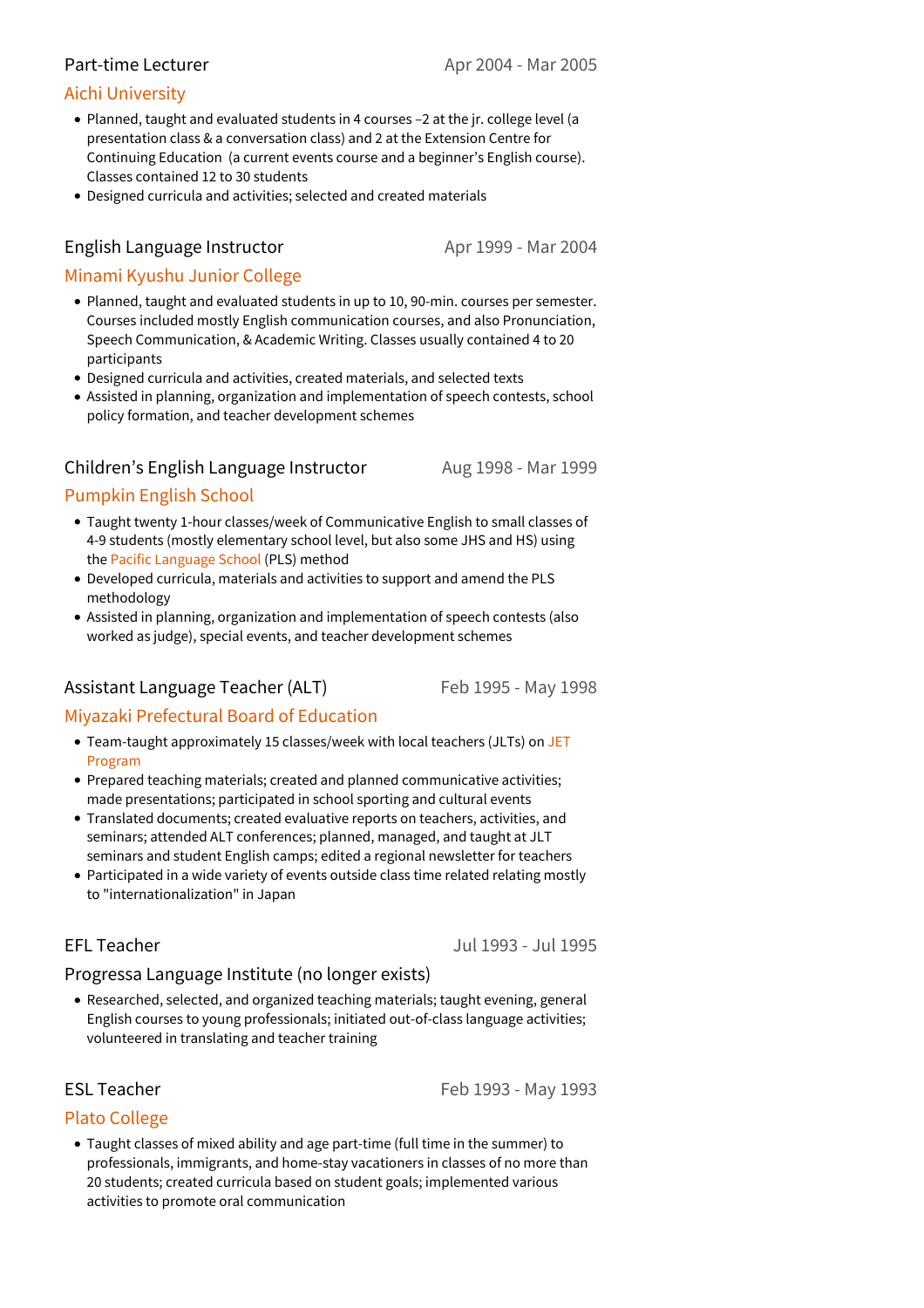### Part-time Lecturer
Apr 2004 - Mar 2005

**Aichi University**

- Planned, taught and evaluated students in 4 courses –2 at the jr. college level (a presentation class & a conversation class) and 2 at the Extension Centre for Continuing Education  (a current events course and a beginner's English course). Classes contained 12 to 30 students
- Designed curricula and activities; selected and created materials

### English Language Instructor
Apr 1999 - Mar 2004

**Minami Kyushu Junior College**

- Planned, taught and evaluated students in up to 10, 90-min. courses per semester. Courses included mostly English communication courses, and also Pronunciation, Speech Communication, & Academic Writing. Classes usually contained 4 to 20 participants
- Designed curricula and activities, created materials, and selected texts
- Assisted in planning, organization and implementation of speech contests, school policy formation, and teacher development schemes

### Children's English Language Instructor
Aug 1998 - Mar 1999

**Pumpkin English School**

- Taught twenty 1-hour classes/week of Communicative English to small classes of 4-9 students (mostly elementary school level, but also some JHS and HS) using the Pacific Language School (PLS) method
- Developed curricula, materials and activities to support and amend the PLS methodology
- Assisted in planning, organization and implementation of speech contests (also worked as judge), special events, and teacher development schemes

### Assistant Language Teacher (ALT)
Feb 1995 - May 1998

**Miyazaki Prefectural Board of Education**

- Team-taught approximately 15 classes/week with local teachers (JLTs) on JET Program
- Prepared teaching materials; created and planned communicative activities; made presentations; participated in school sporting and cultural events
- Translated documents; created evaluative reports on teachers, activities, and seminars; attended ALT conferences; planned, managed, and taught at JLT seminars and student English camps; edited a regional newsletter for teachers
- Participated in a wide variety of events outside class time related relating mostly to "internationalization" in Japan

### EFL Teacher
Jul 1993 - Jul 1995

**Progressa Language Institute (no longer exists)**

- Researched, selected, and organized teaching materials; taught evening, general English courses to young professionals; initiated out-of-class language activities; volunteered in translating and teacher training

### ESL Teacher
Feb 1993 - May 1993

**Plato College**

- Taught classes of mixed ability and age part-time (full time in the summer) to professionals, immigrants, and home-stay vacationers in classes of no more than 20 students; created curricula based on student goals; implemented various activities to promote oral communication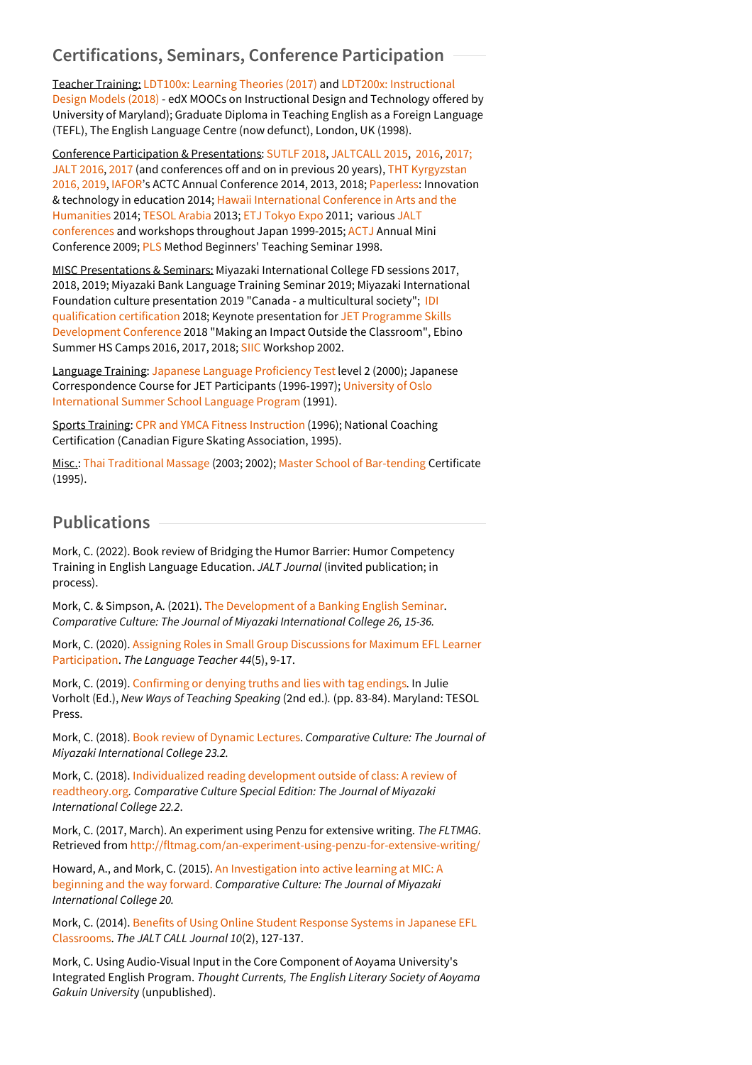## Certifications, Seminars, Conference Participation

Teacher Training: LDT100x: Learning Theories (2017) and LDT200x: Instructional Design Models (2018) - edX MOOCs on Instructional Design and Technology offered by University of Maryland); Graduate Diploma in Teaching English as a Foreign Language (TEFL), The English Language Centre (now defunct), London, UK (1998).

Conference Participation & Presentations: SUTLF 2018, JALTCALL 2015, 2016, 2017; JALT 2016, 2017 (and conferences off and on in previous 20 years), THT Kyrgyzstan 2016, 2019, IAFOR's ACTC Annual Conference 2014, 2013, 2018; Paperless: Innovation & technology in education 2014; Hawaii International Conference in Arts and the Humanities 2014; TESOL Arabia 2013; ETJ Tokyo Expo 2011; various JALT conferences and workshops throughout Japan 1999-2015; ACTJ Annual Mini Conference 2009; PLS Method Beginners' Teaching Seminar 1998.

MISC Presentations & Seminars: Miyazaki International College FD sessions 2017, 2018, 2019; Miyazaki Bank Language Training Seminar 2019; Miyazaki International Foundation culture presentation 2019 "Canada - a multicultural society"; IDI qualification certification 2018; Keynote presentation for JET Programme Skills Development Conference 2018 "Making an Impact Outside the Classroom", Ebino Summer HS Camps 2016, 2017, 2018; SIIC Workshop 2002.

Language Training: Japanese Language Proficiency Test level 2 (2000); Japanese Correspondence Course for JET Participants (1996-1997); University of Oslo International Summer School Language Program (1991).

Sports Training: CPR and YMCA Fitness Instruction (1996); National Coaching Certification (Canadian Figure Skating Association, 1995).

Misc.: Thai Traditional Massage (2003; 2002); Master School of Bar-tending Certificate (1995).

## Publications

Mork, C. (2022). Book review of Bridging the Humor Barrier: Humor Competency Training in English Language Education. *JALT Journal* (invited publication; in process).

Mork, C. & Simpson, A. (2021). The Development of a Banking English Seminar. *Comparative Culture: The Journal of Miyazaki International College 26, 15-36.*

Mork, C. (2020). Assigning Roles in Small Group Discussions for Maximum EFL Learner Participation. *The Language Teacher 44*(5), 9-17.

Mork, C. (2019). Confirming or denying truths and lies with tag endings. In Julie Vorholt (Ed.), *New Ways of Teaching Speaking* (2nd ed.). (pp. 83-84). Maryland: TESOL Press.

Mork, C. (2018). Book review of Dynamic Lectures. *Comparative Culture: The Journal of Miyazaki International College 23.2.*

Mork, C. (2018). Individualized reading development outside of class: A review of readtheory.org. *Comparative Culture Special Edition: The Journal of Miyazaki International College 22.2*.

Mork, C. (2017, March). An experiment using Penzu for extensive writing. *The FLTMAG*. Retrieved from http://fltmag.com/an-experiment-using-penzu-for-extensive-writing/

Howard, A., and Mork, C. (2015). An Investigation into active learning at MIC: A beginning and the way forward. *Comparative Culture: The Journal of Miyazaki International College 20.*

Mork, C. (2014). Benefits of Using Online Student Response Systems in Japanese EFL Classrooms. *The JALT CALL Journal 10*(2), 127-137.

Mork, C. Using Audio-Visual Input in the Core Component of Aoyama University's Integrated English Program. *Thought Currents, The English Literary Society of Aoyama Gakuin University* (unpublished).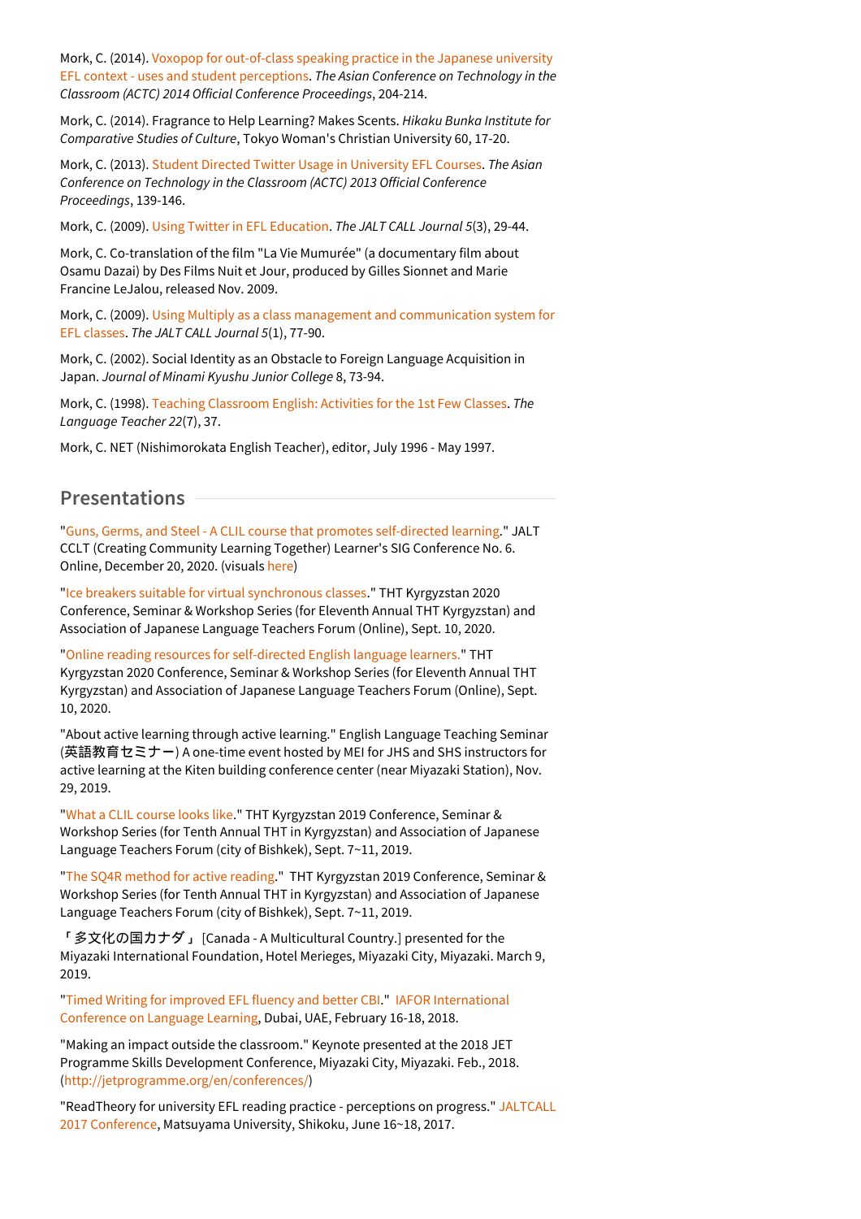Mork, C. (2014). Voxopop for out-of-class speaking practice in the Japanese university EFL context - uses and student perceptions. *The Asian Conference on Technology in the Classroom (ACTC) 2014 Official Conference Proceedings*, 204-214.

Mork, C. (2014). Fragrance to Help Learning? Makes Scents. *Hikaku Bunka Institute for Comparative Studies of Culture*, Tokyo Woman's Christian University 60, 17-20.

Mork, C. (2013). Student Directed Twitter Usage in University EFL Courses. *The Asian Conference on Technology in the Classroom (ACTC) 2013 Official Conference Proceedings*, 139-146.

Mork, C. (2009). Using Twitter in EFL Education. *The JALT CALL Journal 5*(3), 29-44.

Mork, C. Co-translation of the film "La Vie Mumurée" (a documentary film about Osamu Dazai) by Des Films Nuit et Jour, produced by Gilles Sionnet and Marie Francine LeJalou, released Nov. 2009.

Mork, C. (2009). Using Multiply as a class management and communication system for EFL classes. *The JALT CALL Journal 5*(1), 77-90.

Mork, C. (2002). Social Identity as an Obstacle to Foreign Language Acquisition in Japan. *Journal of Minami Kyushu Junior College* 8, 73-94.

Mork, C. (1998). Teaching Classroom English: Activities for the 1st Few Classes. *The Language Teacher 22*(7), 37.

Mork, C. NET (Nishimorokata English Teacher), editor, July 1996 - May 1997.

## Presentations

"Guns, Germs, and Steel - A CLIL course that promotes self-directed learning." JALT CCLT (Creating Community Learning Together) Learner's SIG Conference No. 6. Online, December 20, 2020. (visuals here)

"Ice breakers suitable for virtual synchronous classes." THT Kyrgyzstan 2020 Conference, Seminar & Workshop Series (for Eleventh Annual THT Kyrgyzstan) and Association of Japanese Language Teachers Forum (Online), Sept. 10, 2020.

"Online reading resources for self-directed English language learners." THT Kyrgyzstan 2020 Conference, Seminar & Workshop Series (for Eleventh Annual THT Kyrgyzstan) and Association of Japanese Language Teachers Forum (Online), Sept. 10, 2020.

"About active learning through active learning." English Language Teaching Seminar (英語教育セミナー) A one-time event hosted by MEI for JHS and SHS instructors for active learning at the Kiten building conference center (near Miyazaki Station), Nov. 29, 2019.

"What a CLIL course looks like." THT Kyrgyzstan 2019 Conference, Seminar & Workshop Series (for Tenth Annual THT in Kyrgyzstan) and Association of Japanese Language Teachers Forum (city of Bishkek), Sept. 7~11, 2019.

"The SQ4R method for active reading." THT Kyrgyzstan 2019 Conference, Seminar & Workshop Series (for Tenth Annual THT in Kyrgyzstan) and Association of Japanese Language Teachers Forum (city of Bishkek), Sept. 7~11, 2019.

「多文化の国カナダ」 [Canada - A Multicultural Country.] presented for the Miyazaki International Foundation, Hotel Merieges, Miyazaki City, Miyazaki. March 9, 2019.

"Timed Writing for improved EFL fluency and better CBI." IAFOR International Conference on Language Learning, Dubai, UAE, February 16-18, 2018.

"Making an impact outside the classroom." Keynote presented at the 2018 JET Programme Skills Development Conference, Miyazaki City, Miyazaki. Feb., 2018. (http://jetprogramme.org/en/conferences/)

"ReadTheory for university EFL reading practice - perceptions on progress." JALTCALL 2017 Conference, Matsuyama University, Shikoku, June 16~18, 2017.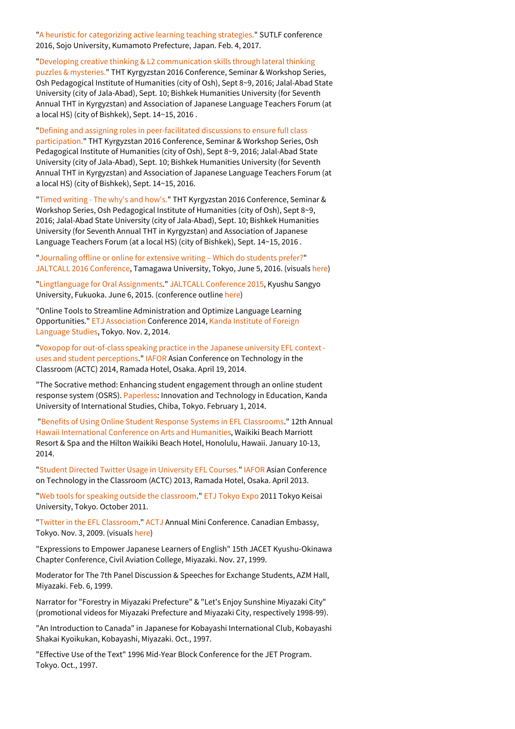"A heuristic for categorizing active learning teaching strategies." SUTLF conference 2016, Sojo University, Kumamoto Prefecture, Japan. Feb. 4, 2017.

"Developing creative thinking & L2 communication skills through lateral thinking puzzles & mysteries." THT Kyrgyzstan 2016 Conference, Seminar & Workshop Series, Osh Pedagogical Institute of Humanities (city of Osh), Sept 8~9, 2016; Jalal-Abad State University (city of Jala-Abad), Sept. 10; Bishkek Humanities University (for Seventh Annual THT in Kyrgyzstan) and Association of Japanese Language Teachers Forum (at a local HS) (city of Bishkek), Sept. 14~15, 2016 .

"Defining and assigning roles in peer-facilitated discussions to ensure full class participation." THT Kyrgyzstan 2016 Conference, Seminar & Workshop Series, Osh Pedagogical Institute of Humanities (city of Osh), Sept 8~9, 2016; Jalal-Abad State University (city of Jala-Abad), Sept. 10; Bishkek Humanities University (for Seventh Annual THT in Kyrgyzstan) and Association of Japanese Language Teachers Forum (at a local HS) (city of Bishkek), Sept. 14~15, 2016.

"Timed writing - The why's and how's." THT Kyrgyzstan 2016 Conference, Seminar & Workshop Series, Osh Pedagogical Institute of Humanities (city of Osh), Sept 8~9, 2016; Jalal-Abad State University (city of Jala-Abad), Sept. 10; Bishkek Humanities University (for Seventh Annual THT in Kyrgyzstan) and Association of Japanese Language Teachers Forum (at a local HS) (city of Bishkek), Sept. 14~15, 2016 .

"Journaling offline or online for extensive writing – Which do students prefer?" JALTCALL 2016 Conference, Tamagawa University, Tokyo, June 5, 2016. (visuals here)

"Lingtlanguage for Oral Assignments." JALTCALL Conference 2015, Kyushu Sangyo University, Fukuoka. June 6, 2015. (conference outline here)

"Online Tools to Streamline Administration and Optimize Language Learning Opportunities." ETJ Association Conference 2014, Kanda Institute of Foreign Language Studies, Tokyo. Nov. 2, 2014.

"Voxopop for out-of-class speaking practice in the Japanese university EFL context - uses and student perceptions." IAFOR Asian Conference on Technology in the Classroom (ACTC) 2014, Ramada Hotel, Osaka. April 19, 2014.

"The Socrative method: Enhancing student engagement through an online student response system (OSRS). Paperless: Innovation and Technology in Education, Kanda University of International Studies, Chiba, Tokyo. February 1, 2014.

"Benefits of Using Online Student Response Systems in EFL Classrooms." 12th Annual Hawaii International Conference on Arts and Humanities, Waikiki Beach Marriott Resort & Spa and the Hilton Waikiki Beach Hotel, Honolulu, Hawaii. January 10-13, 2014.

"Student Directed Twitter Usage in University EFL Courses." IAFOR Asian Conference on Technology in the Classroom (ACTC) 2013, Ramada Hotel, Osaka. April 2013.

"Web tools for speaking outside the classroom." ETJ Tokyo Expo 2011 Tokyo Keisai University, Tokyo. October 2011.

"Twitter in the EFL Classroom." ACTJ Annual Mini Conference. Canadian Embassy, Tokyo. Nov. 3, 2009. (visuals here)

"Expressions to Empower Japanese Learners of English" 15th JACET Kyushu-Okinawa Chapter Conference, Civil Aviation College, Miyazaki. Nov. 27, 1999.

Moderator for The 7th Panel Discussion & Speeches for Exchange Students, AZM Hall, Miyazaki. Feb. 6, 1999.

Narrator for "Forestry in Miyazaki Prefecture" & "Let's Enjoy Sunshine Miyazaki City" (promotional videos for Miyazaki Prefecture and Miyazaki City, respectively 1998-99).

"An Introduction to Canada" in Japanese for Kobayashi International Club, Kobayashi Shakai Kyoikukan, Kobayashi, Miyazaki. Oct., 1997.

"Effective Use of the Text" 1996 Mid-Year Block Conference for the JET Program. Tokyo. Oct., 1997.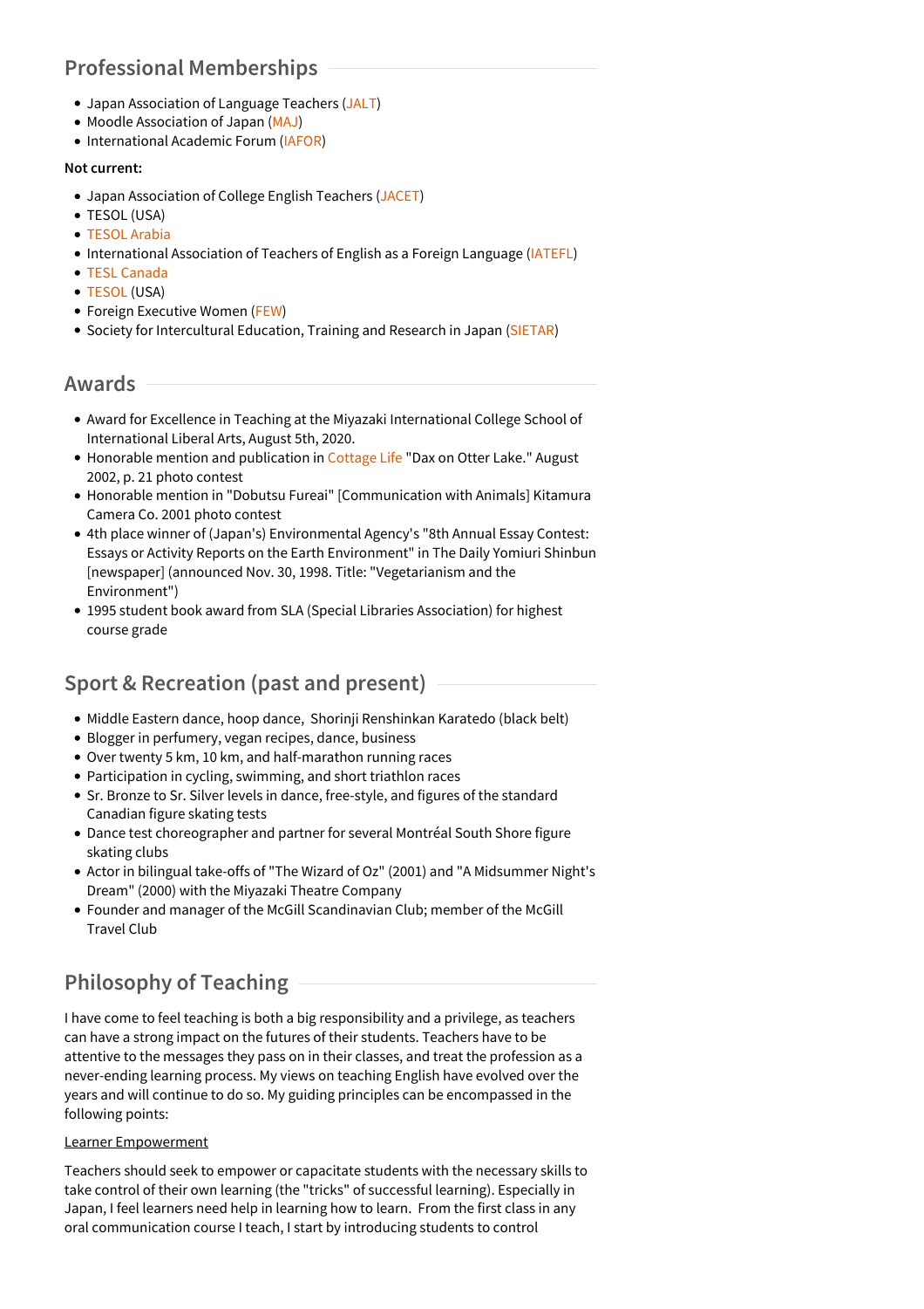## Professional Memberships

- Japan Association of Language Teachers (JALT)
- Moodle Association of Japan (MAJ)
- International Academic Forum (IAFOR)

**Not current:**

- Japan Association of College English Teachers (JACET)
- TESOL (USA)
- TESOL Arabia
- International Association of Teachers of English as a Foreign Language (IATEFL)
- TESL Canada
- TESOL (USA)
- Foreign Executive Women (FEW)
- Society for Intercultural Education, Training and Research in Japan (SIETAR)

## Awards

- Award for Excellence in Teaching at the Miyazaki International College School of International Liberal Arts, August 5th, 2020.
- Honorable mention and publication in Cottage Life "Dax on Otter Lake." August 2002, p. 21 photo contest
- Honorable mention in "Dobutsu Fureai" [Communication with Animals] Kitamura Camera Co. 2001 photo contest
- 4th place winner of (Japan's) Environmental Agency's "8th Annual Essay Contest: Essays or Activity Reports on the Earth Environment" in The Daily Yomiuri Shinbun [newspaper] (announced Nov. 30, 1998. Title: "Vegetarianism and the Environment")
- 1995 student book award from SLA (Special Libraries Association) for highest course grade

## Sport & Recreation (past and present)

- Middle Eastern dance, hoop dance, Shorinji Renshinkan Karatedo (black belt)
- Blogger in perfumery, vegan recipes, dance, business
- Over twenty 5 km, 10 km, and half-marathon running races
- Participation in cycling, swimming, and short triathlon races
- Sr. Bronze to Sr. Silver levels in dance, free-style, and figures of the standard Canadian figure skating tests
- Dance test choreographer and partner for several Montréal South Shore figure skating clubs
- Actor in bilingual take-offs of "The Wizard of Oz" (2001) and "A Midsummer Night's Dream" (2000) with the Miyazaki Theatre Company
- Founder and manager of the McGill Scandinavian Club; member of the McGill Travel Club

## Philosophy of Teaching

I have come to feel teaching is both a big responsibility and a privilege, as teachers can have a strong impact on the futures of their students. Teachers have to be attentive to the messages they pass on in their classes, and treat the profession as a never-ending learning process. My views on teaching English have evolved over the years and will continue to do so. My guiding principles can be encompassed in the following points:

Learner Empowerment

Teachers should seek to empower or capacitate students with the necessary skills to take control of their own learning (the "tricks" of successful learning). Especially in Japan, I feel learners need help in learning how to learn. From the first class in any oral communication course I teach, I start by introducing students to control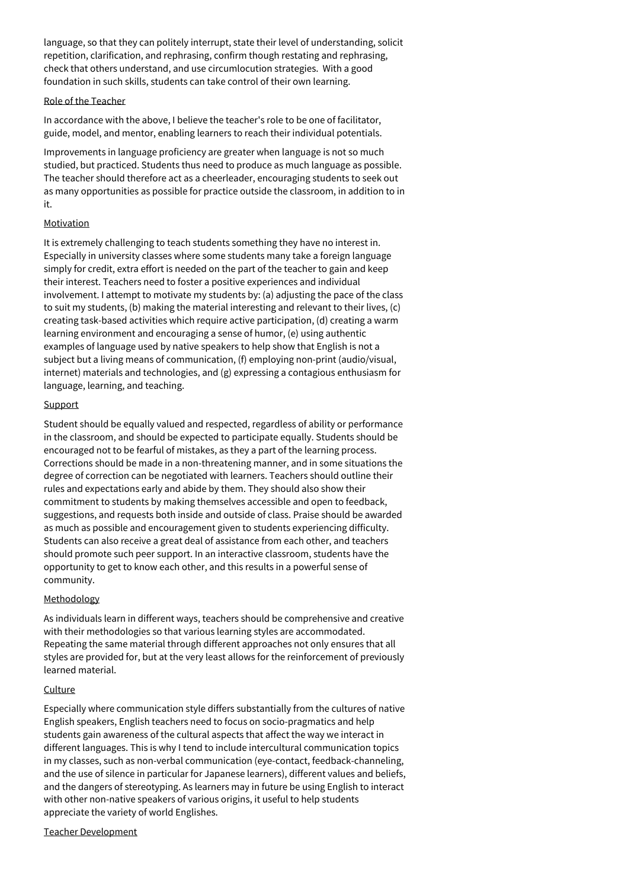language, so that they can politely interrupt, state their level of understanding, solicit repetition, clarification, and rephrasing, confirm though restating and rephrasing, check that others understand, and use circumlocution strategies. With a good foundation in such skills, students can take control of their own learning.

<u>Role of the Teacher</u>

In accordance with the above, I believe the teacher's role to be one of facilitator, guide, model, and mentor, enabling learners to reach their individual potentials.

Improvements in language proficiency are greater when language is not so much studied, but practiced. Students thus need to produce as much language as possible. The teacher should therefore act as a cheerleader, encouraging students to seek out as many opportunities as possible for practice outside the classroom, in addition to in it.

<u>Motivation</u>

It is extremely challenging to teach students something they have no interest in. Especially in university classes where some students many take a foreign language simply for credit, extra effort is needed on the part of the teacher to gain and keep their interest. Teachers need to foster a positive experiences and individual involvement. I attempt to motivate my students by: (a) adjusting the pace of the class to suit my students, (b) making the material interesting and relevant to their lives, (c) creating task-based activities which require active participation, (d) creating a warm learning environment and encouraging a sense of humor, (e) using authentic examples of language used by native speakers to help show that English is not a subject but a living means of communication, (f) employing non-print (audio/visual, internet) materials and technologies, and (g) expressing a contagious enthusiasm for language, learning, and teaching.

<u>Support</u>

Student should be equally valued and respected, regardless of ability or performance in the classroom, and should be expected to participate equally. Students should be encouraged not to be fearful of mistakes, as they a part of the learning process. Corrections should be made in a non-threatening manner, and in some situations the degree of correction can be negotiated with learners. Teachers should outline their rules and expectations early and abide by them. They should also show their commitment to students by making themselves accessible and open to feedback, suggestions, and requests both inside and outside of class. Praise should be awarded as much as possible and encouragement given to students experiencing difficulty. Students can also receive a great deal of assistance from each other, and teachers should promote such peer support. In an interactive classroom, students have the opportunity to get to know each other, and this results in a powerful sense of community.

<u>Methodology</u>

As individuals learn in different ways, teachers should be comprehensive and creative with their methodologies so that various learning styles are accommodated. Repeating the same material through different approaches not only ensures that all styles are provided for, but at the very least allows for the reinforcement of previously learned material.

<u>Culture</u>

Especially where communication style differs substantially from the cultures of native English speakers, English teachers need to focus on socio-pragmatics and help students gain awareness of the cultural aspects that affect the way we interact in different languages. This is why I tend to include intercultural communication topics in my classes, such as non-verbal communication (eye-contact, feedback-channeling, and the use of silence in particular for Japanese learners), different values and beliefs, and the dangers of stereotyping. As learners may in future be using English to interact with other non-native speakers of various origins, it useful to help students appreciate the variety of world Englishes.

<u>Teacher Development</u>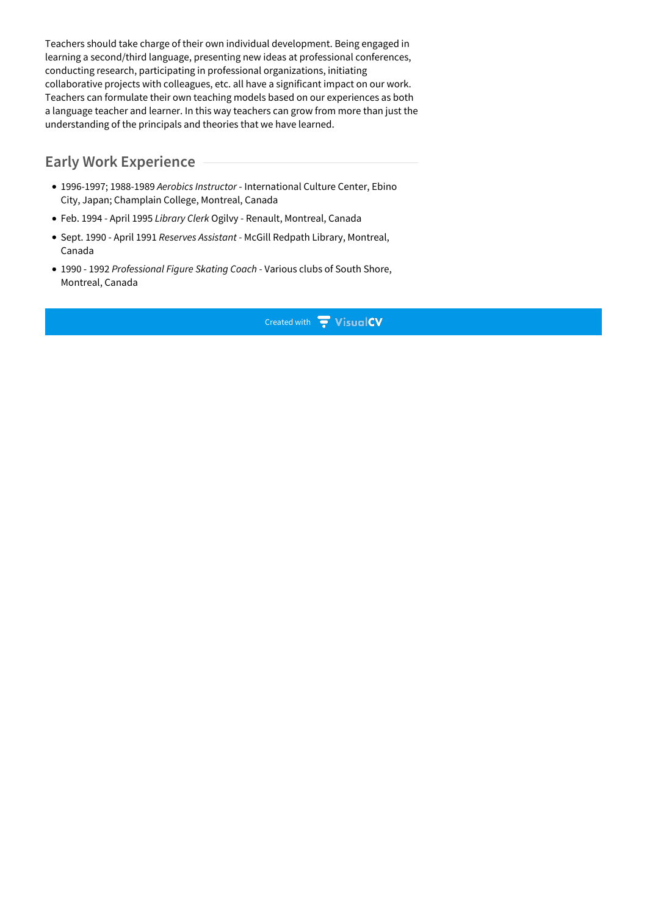Teachers should take charge of their own individual development. Being engaged in learning a second/third language, presenting new ideas at professional conferences, conducting research, participating in professional organizations, initiating collaborative projects with colleagues, etc. all have a significant impact on our work. Teachers can formulate their own teaching models based on our experiences as both a language teacher and learner. In this way teachers can grow from more than just the understanding of the principals and theories that we have learned.

## Early Work Experience

- 1996-1997; 1988-1989 *Aerobics Instructor* - International Culture Center, Ebino City, Japan; Champlain College, Montreal, Canada
- Feb. 1994 - April 1995 *Library Clerk* Ogilvy - Renault, Montreal, Canada
- Sept. 1990 - April 1991 *Reserves Assistant* - McGill Redpath Library, Montreal, Canada
- 1990 - 1992 *Professional Figure Skating Coach* - Various clubs of South Shore, Montreal, Canada

Created with VisualCV